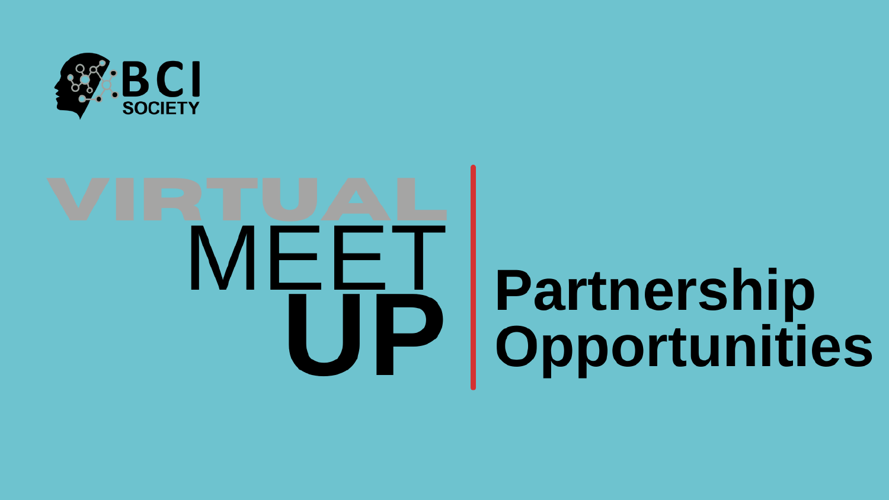BCI SOCIETY

# VIRTUAL MEET UP

# Partnership Opportunities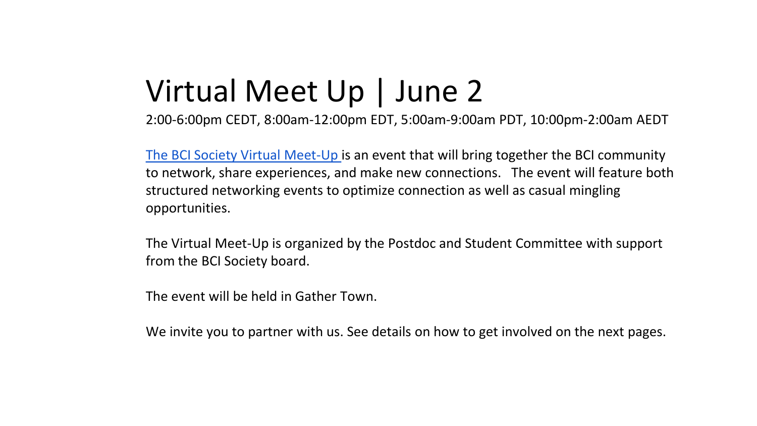# Virtual Meet Up | June 2

2:00-6:00pm CEDT, 8:00am-12:00pm EDT, 5:00am-9:00am PDT, 10:00pm-2:00am AEDT

The BCI Society Virtual Meet-Up is an event that will bring together the BCI community to network, share experiences, and make new connections. The event will feature both structured networking events to optimize connection as well as casual mingling opportunities.

The Virtual Meet-Up is organized by the Postdoc and Student Committee with support from the BCI Society board.

The event will be held in Gather Town.

We invite you to partner with us. See details on how to get involved on the next pages.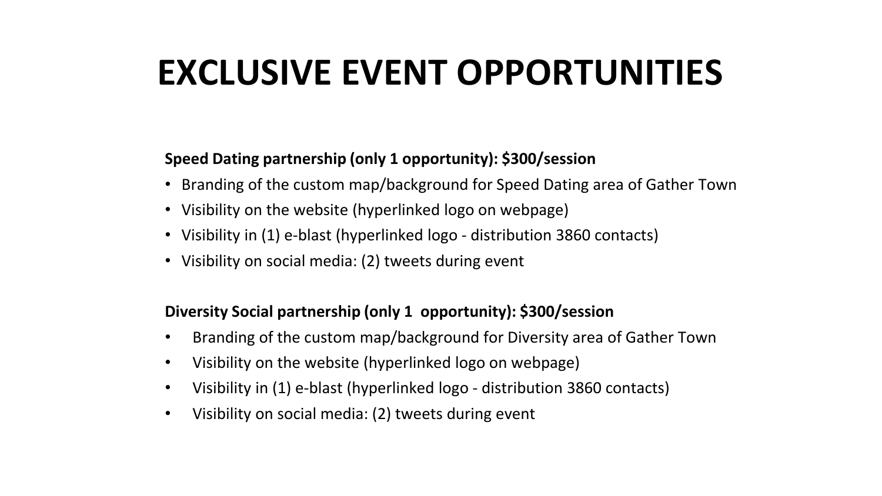# EXCLUSIVE EVENT OPPORTUNITIES

**Speed Dating partnership (only 1 opportunity): $300/session**

- Branding of the custom map/background for Speed Dating area of Gather Town
- Visibility on the website (hyperlinked logo on webpage)
- Visibility in (1) e-blast (hyperlinked logo - distribution 3860 contacts)
- Visibility on social media: (2) tweets during event

**Diversity Social partnership (only 1 opportunity): $300/session**

- Branding of the custom map/background for Diversity area of Gather Town
- Visibility on the website (hyperlinked logo on webpage)
- Visibility in (1) e-blast (hyperlinked logo - distribution 3860 contacts)
- Visibility on social media: (2) tweets during event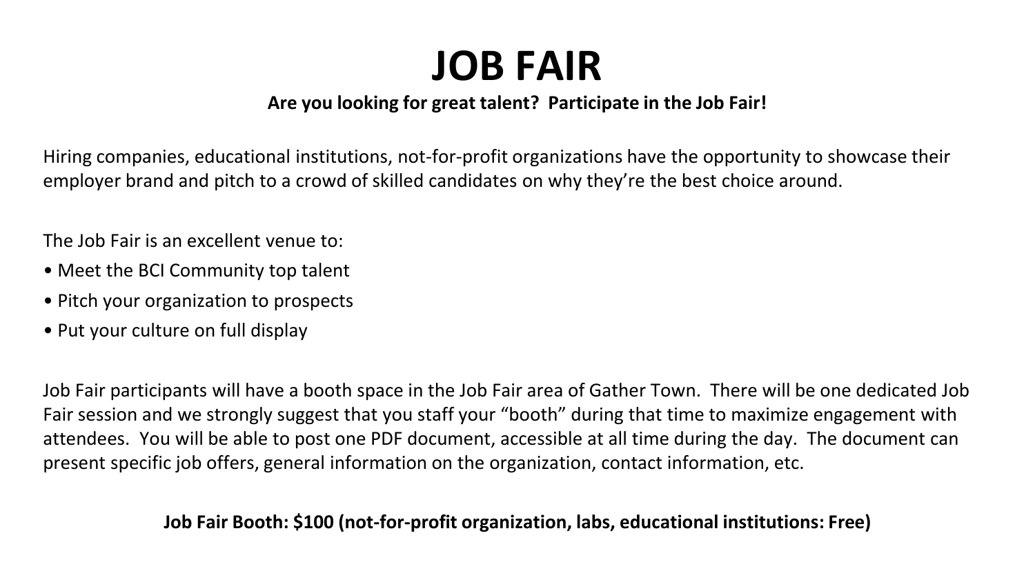# JOB FAIR

**Are you looking for great talent?  Participate in the Job Fair!**

Hiring companies, educational institutions, not-for-profit organizations have the opportunity to showcase their employer brand and pitch to a crowd of skilled candidates on why they're the best choice around.

The Job Fair is an excellent venue to:

- Meet the BCI Community top talent
- Pitch your organization to prospects
- Put your culture on full display

Job Fair participants will have a booth space in the Job Fair area of Gather Town.  There will be one dedicated Job Fair session and we strongly suggest that you staff your "booth" during that time to maximize engagement with attendees.  You will be able to post one PDF document, accessible at all time during the day.  The document can present specific job offers, general information on the organization, contact information, etc.

**Job Fair Booth: $100 (not-for-profit organization, labs, educational institutions: Free)**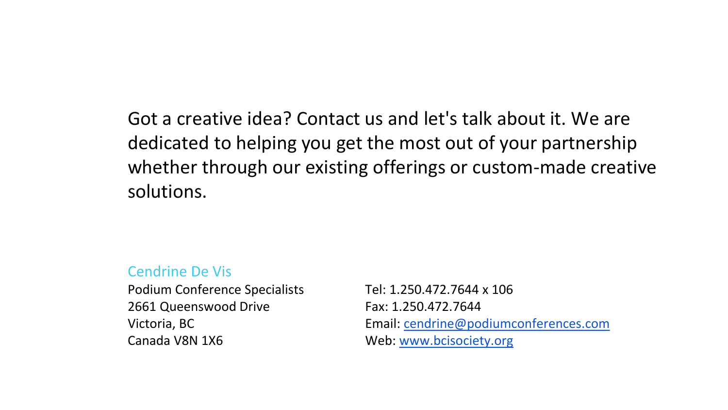Got a creative idea? Contact us and let's talk about it. We are dedicated to helping you get the most out of your partnership whether through our existing offerings or custom-made creative solutions.

Cendrine De Vis
Podium Conference Specialists
2661 Queenswood Drive
Victoria, BC
Canada V8N 1X6

Tel: 1.250.472.7644 x 106
Fax: 1.250.472.7644
Email: cendrine@podiumconferences.com
Web: www.bcisociety.org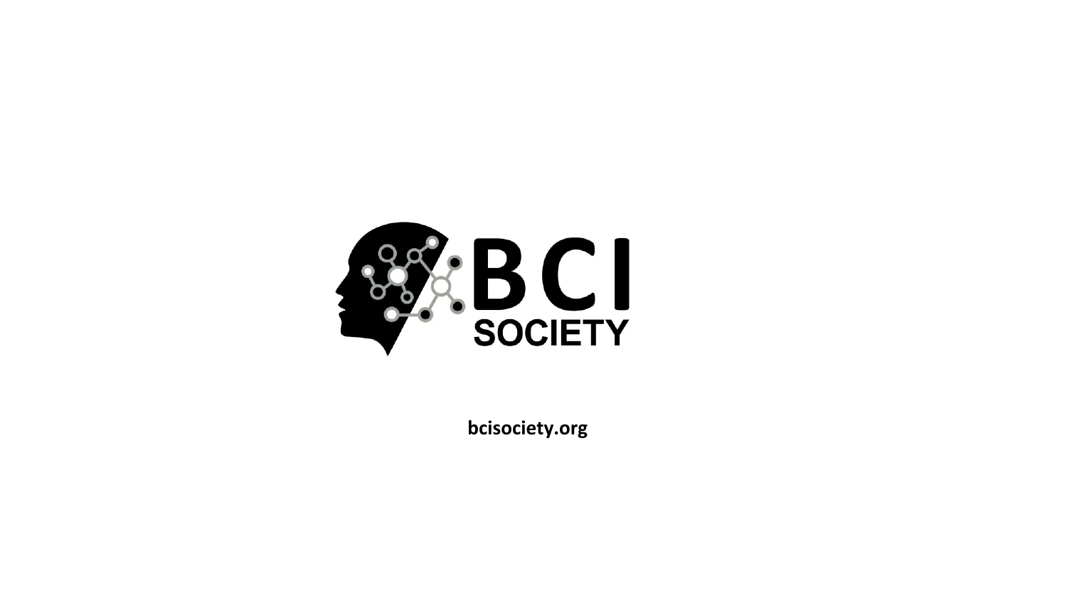BCI

SOCIETY

**bcisociety.org**